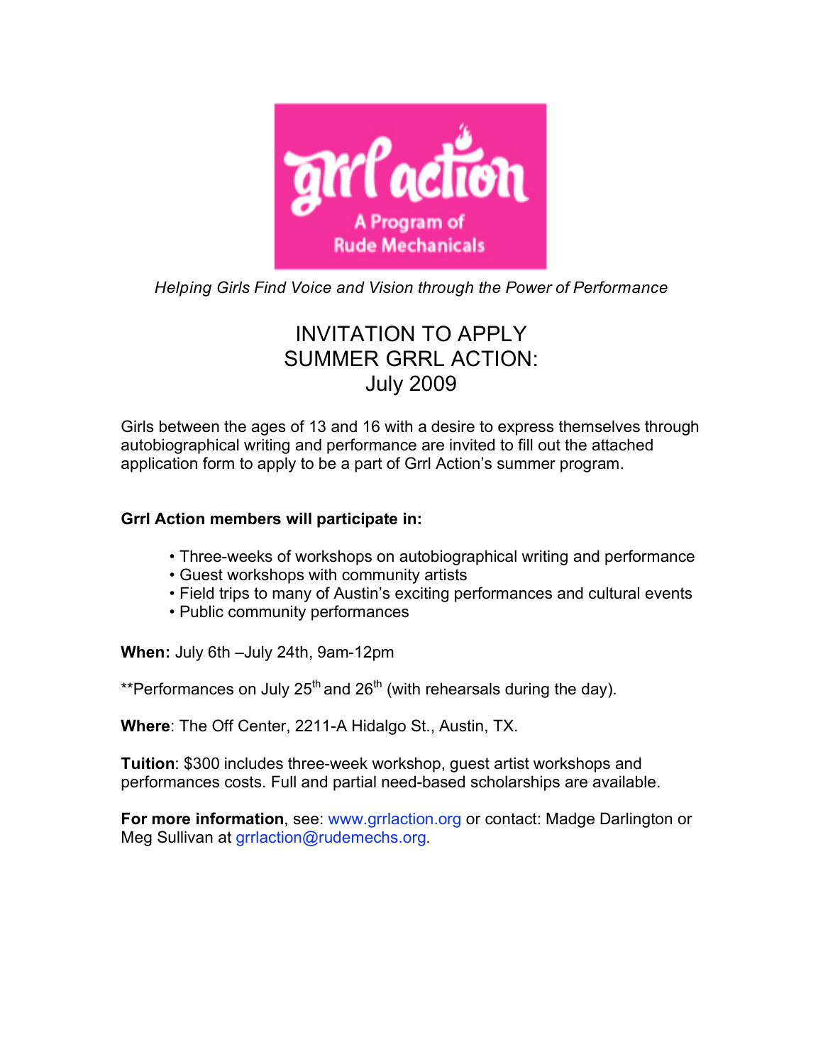grrl action

A Program of Rude Mechanicals

*Helping Girls Find Voice and Vision through the Power of Performance*

# INVITATION TO APPLY
# SUMMER GRRL ACTION:
# July 2009

Girls between the ages of 13 and 16 with a desire to express themselves through autobiographical writing and performance are invited to fill out the attached application form to apply to be a part of Grrl Action's summer program.

**Grrl Action members will participate in:**

- Three-weeks of workshops on autobiographical writing and performance
- Guest workshops with community artists
- Field trips to many of Austin's exciting performances and cultural events
- Public community performances

**When:** July 6th –July 24th, 9am-12pm

**Performances on July 25th and 26th (with rehearsals during the day).

**Where**: The Off Center, 2211-A Hidalgo St., Austin, TX.

**Tuition**: $300 includes three-week workshop, guest artist workshops and performances costs. Full and partial need-based scholarships are available.

**For more information**, see: www.grrlaction.org or contact: Madge Darlington or Meg Sullivan at grrlaction@rudemechs.org.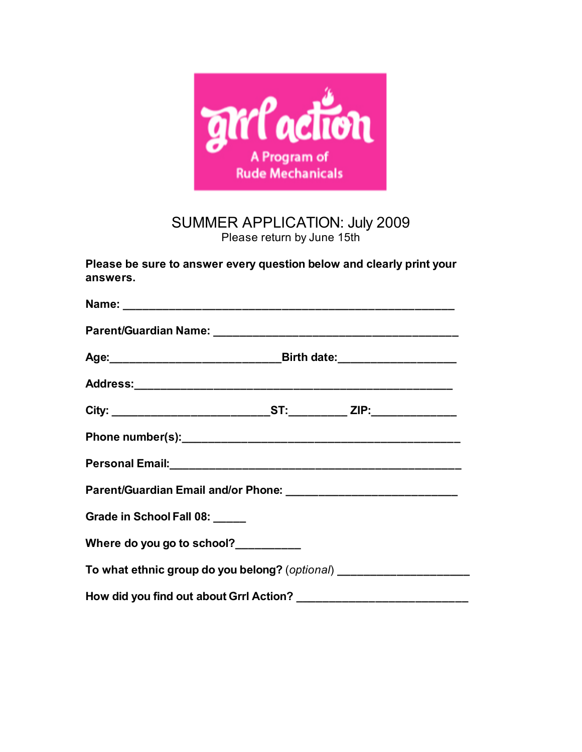grrl action

A Program of Rude Mechanicals

# SUMMER APPLICATION: July 2009

Please return by June 15th

**Please be sure to answer every question below and clearly print your answers.**

**Name:** ______________________________________________

**Parent/Guardian Name:** __________________________________

**Age:**________________________**Birth date:**________________

**Address:**____________________________________________

**City:** ______________________**ST:**________ **ZIP:**____________

**Phone number(s):**______________________________________

**Personal Email:**_________________________________________

**Parent/Guardian Email and/or Phone:** _______________________

**Grade in School Fall 08:** _____

**Where do you go to school?**__________

**To what ethnic group do you belong?** (*optional*) __________________

**How did you find out about Grrl Action?** _______________________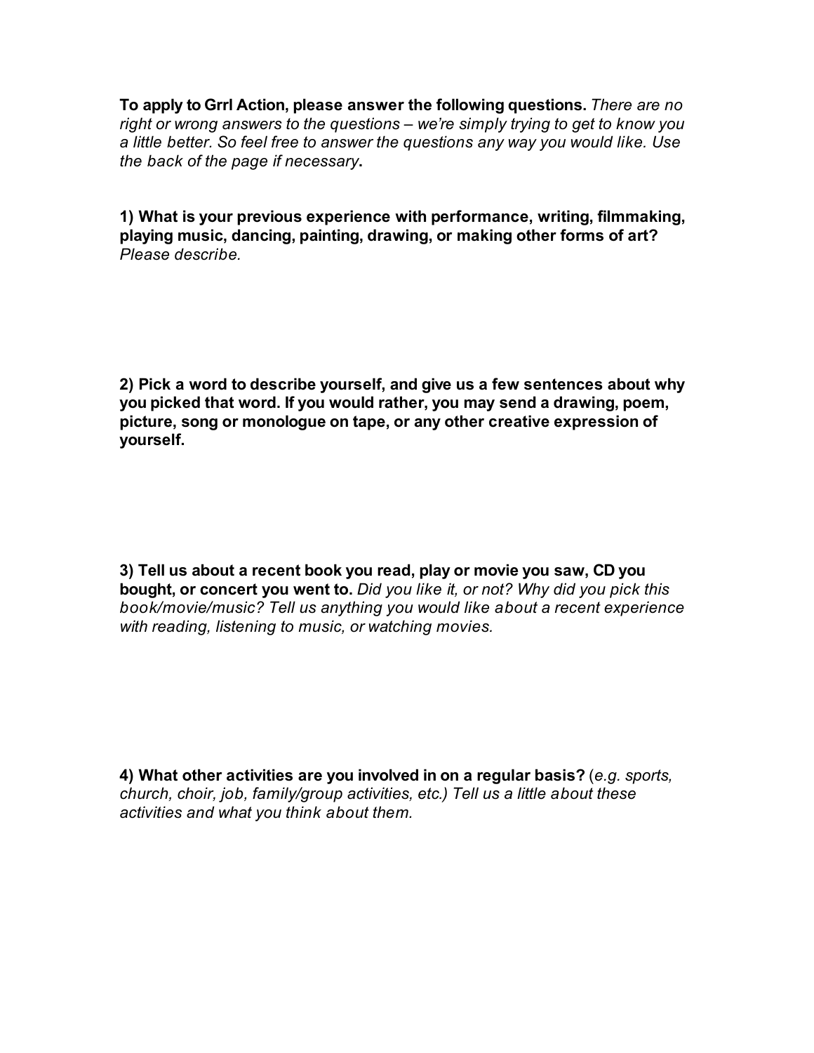**To apply to Grrl Action, please answer the following questions.** *There are no right or wrong answers to the questions – we're simply trying to get to know you a little better. So feel free to answer the questions any way you would like. Use the back of the page if necessary***.**

**1) What is your previous experience with performance, writing, filmmaking, playing music, dancing, painting, drawing, or making other forms of art?** *Please describe.*

**2) Pick a word to describe yourself, and give us a few sentences about why you picked that word. If you would rather, you may send a drawing, poem, picture, song or monologue on tape, or any other creative expression of yourself.**

**3) Tell us about a recent book you read, play or movie you saw, CD you bought, or concert you went to.** *Did you like it, or not? Why did you pick this book/movie/music? Tell us anything you would like about a recent experience with reading, listening to music, or watching movies.*

**4) What other activities are you involved in on a regular basis?** (*e.g. sports, church, choir, job, family/group activities, etc.) Tell us a little about these activities and what you think about them.*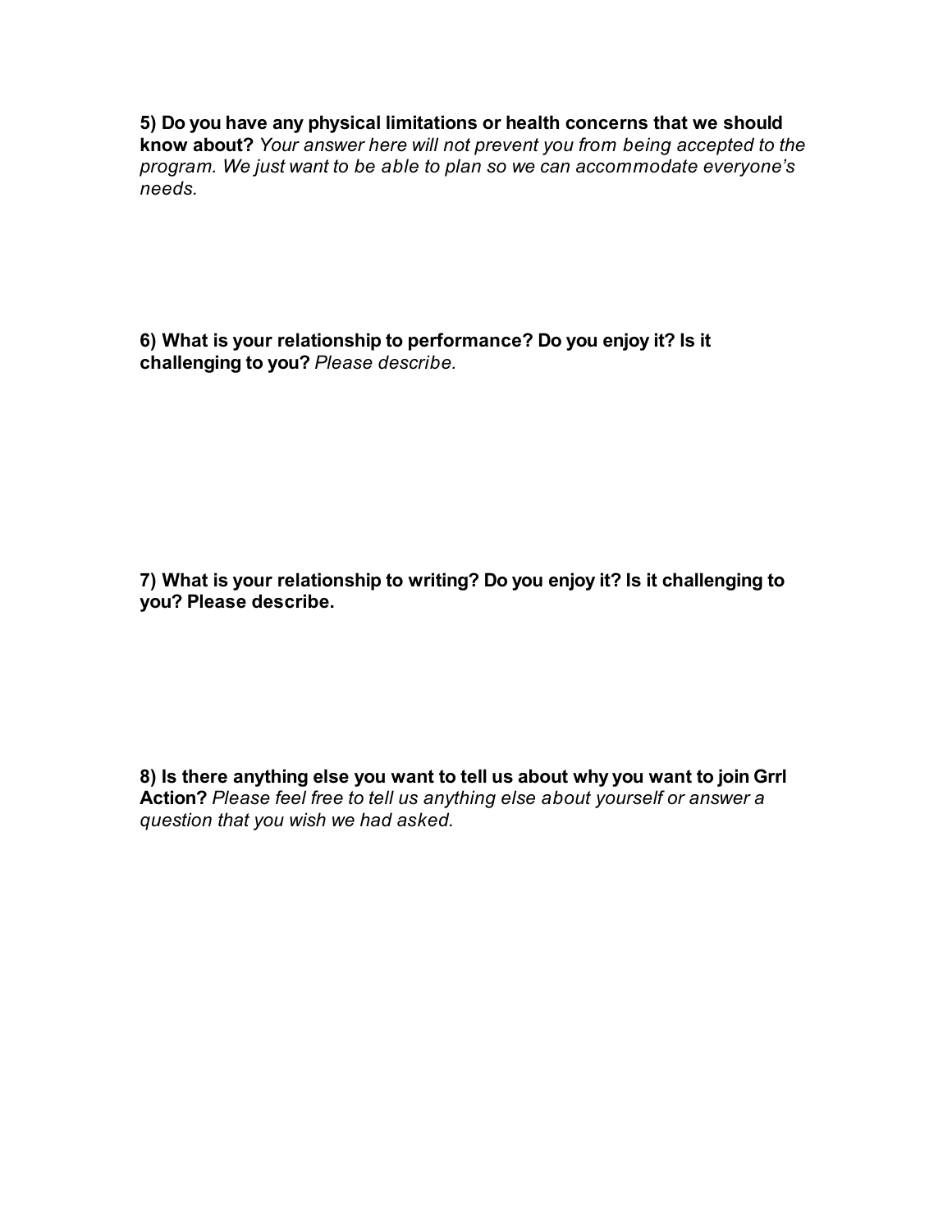**5) Do you have any physical limitations or health concerns that we should know about?** *Your answer here will not prevent you from being accepted to the program. We just want to be able to plan so we can accommodate everyone's needs.*

**6) What is your relationship to performance? Do you enjoy it? Is it challenging to you?** *Please describe.*

**7) What is your relationship to writing? Do you enjoy it? Is it challenging to you? Please describe.**

**8) Is there anything else you want to tell us about why you want to join Grrl Action?** *Please feel free to tell us anything else about yourself or answer a question that you wish we had asked.*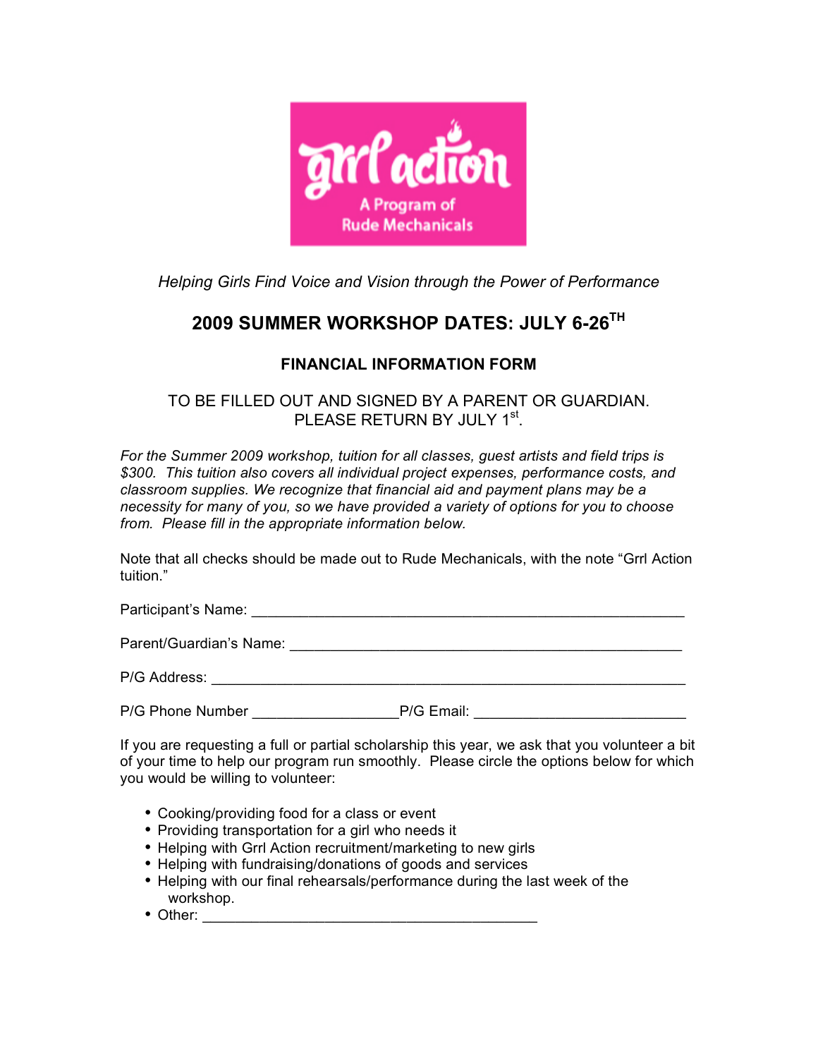grrl action

A Program of Rude Mechanicals

*Helping Girls Find Voice and Vision through the Power of Performance*

## 2009 SUMMER WORKSHOP DATES: JULY 6-26TH

### FINANCIAL INFORMATION FORM

TO BE FILLED OUT AND SIGNED BY A PARENT OR GUARDIAN.
PLEASE RETURN BY JULY 1st.

*For the Summer 2009 workshop, tuition for all classes, guest artists and field trips is $300. This tuition also covers all individual project expenses, performance costs, and classroom supplies. We recognize that financial aid and payment plans may be a necessity for many of you, so we have provided a variety of options for you to choose from. Please fill in the appropriate information below.*

Note that all checks should be made out to Rude Mechanicals, with the note "Grrl Action tuition."

Participant's Name: ______________________________________________________

Parent/Guardian's Name: _________________________________________________

P/G Address: ___________________________________________________________

P/G Phone Number ________________ P/G Email: _______________________

If you are requesting a full or partial scholarship this year, we ask that you volunteer a bit of your time to help our program run smoothly. Please circle the options below for which you would be willing to volunteer:

- Cooking/providing food for a class or event
- Providing transportation for a girl who needs it
- Helping with Grrl Action recruitment/marketing to new girls
- Helping with fundraising/donations of goods and services
- Helping with our final rehearsals/performance during the last week of the workshop.
- Other: ________________________________________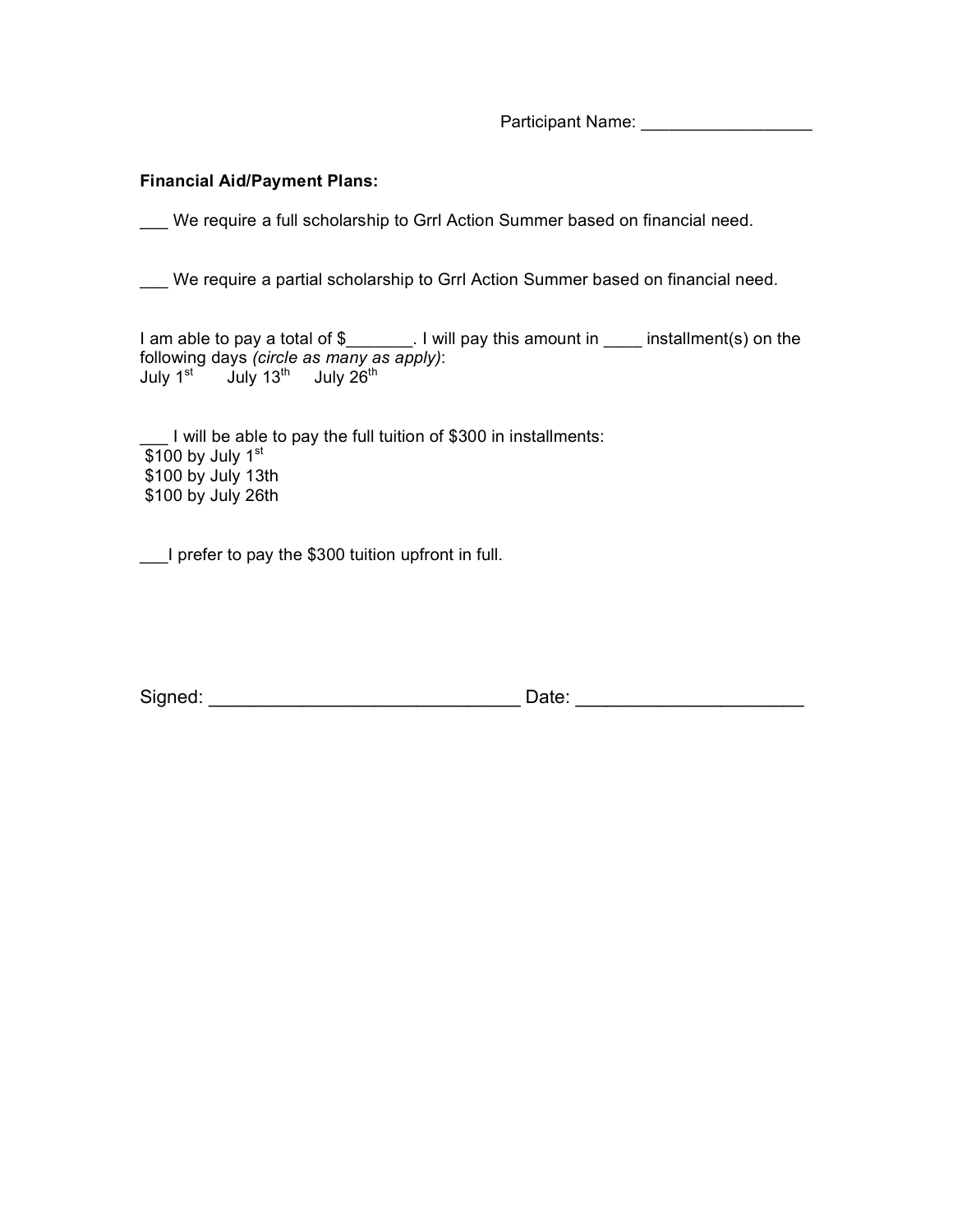Participant Name: _________________

**Financial Aid/Payment Plans:**

___ We require a full scholarship to Grrl Action Summer based on financial need.

___ We require a partial scholarship to Grrl Action Summer based on financial need.

I am able to pay a total of $_______. I will pay this amount in ____ installment(s) on the following days *(circle as many as apply)*:
July 1st July 13th July 26th

___ I will be able to pay the full tuition of $300 in installments:
$100 by July 1st
$100 by July 13th
$100 by July 26th

___I prefer to pay the $300 tuition upfront in full.

Signed: ______________________________ Date: ______________________